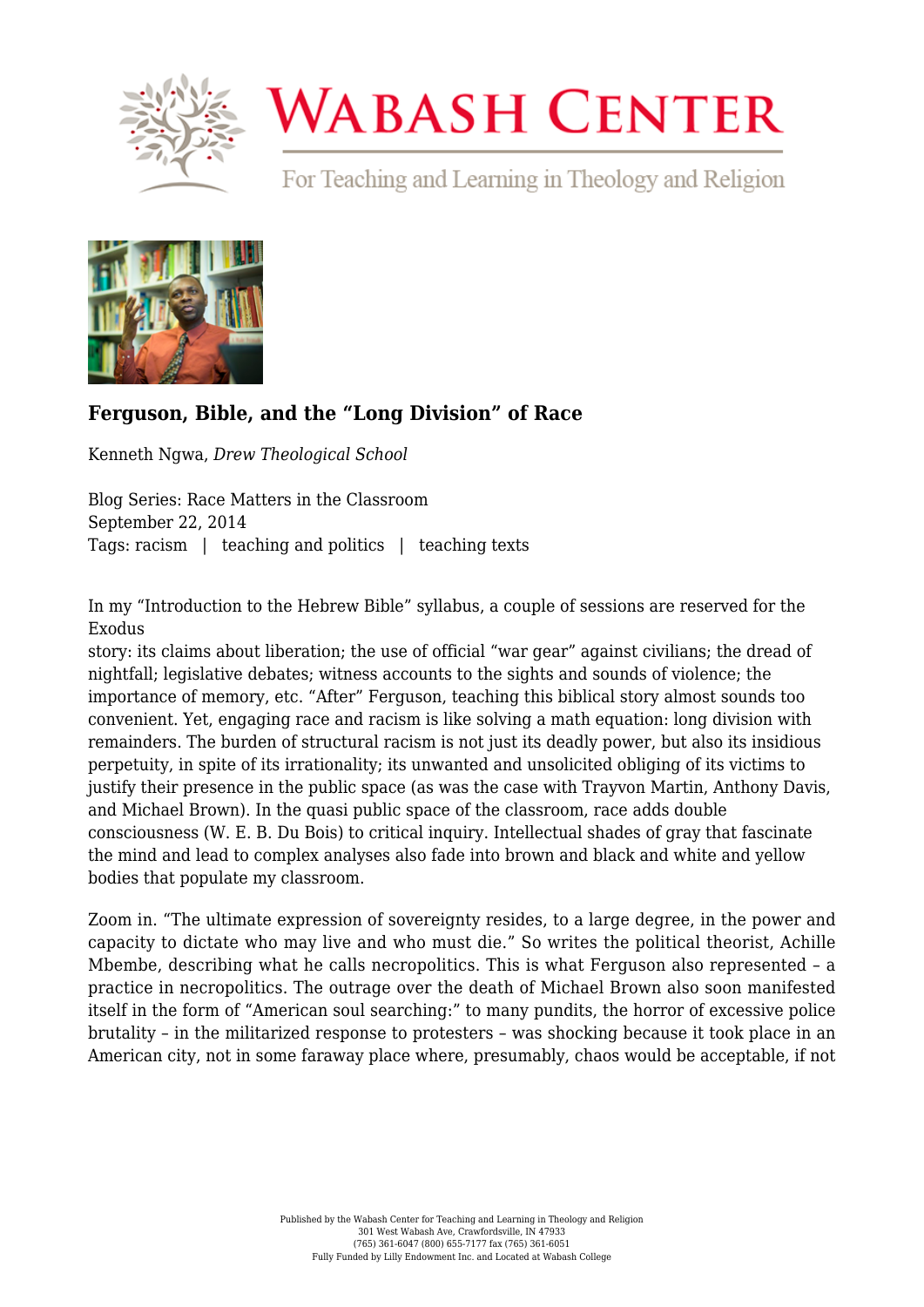# Wabash Center

For Teaching and Learning in Theology and Religion

## Ferguson, Bible, and the "Long Division" of Race

Kenneth Ngwa, *Drew Theological School*

Blog Series: Race Matters in the Classroom
September 22, 2014
Tags: racism | teaching and politics | teaching texts

In my "Introduction to the Hebrew Bible" syllabus, a couple of sessions are reserved for the Exodus story: its claims about liberation; the use of official "war gear" against civilians; the dread of nightfall; legislative debates; witness accounts to the sights and sounds of violence; the importance of memory, etc. "After" Ferguson, teaching this biblical story almost sounds too convenient. Yet, engaging race and racism is like solving a math equation: long division with remainders. The burden of structural racism is not just its deadly power, but also its insidious perpetuity, in spite of its irrationality; its unwanted and unsolicited obliging of its victims to justify their presence in the public space (as was the case with Trayvon Martin, Anthony Davis, and Michael Brown). In the quasi public space of the classroom, race adds double consciousness (W. E. B. Du Bois) to critical inquiry. Intellectual shades of gray that fascinate the mind and lead to complex analyses also fade into brown and black and white and yellow bodies that populate my classroom.

Zoom in. "The ultimate expression of sovereignty resides, to a large degree, in the power and capacity to dictate who may live and who must die." So writes the political theorist, Achille Mbembe, describing what he calls necropolitics. This is what Ferguson also represented – a practice in necropolitics. The outrage over the death of Michael Brown also soon manifested itself in the form of "American soul searching:" to many pundits, the horror of excessive police brutality – in the militarized response to protesters – was shocking because it took place in an American city, not in some faraway place where, presumably, chaos would be acceptable, if not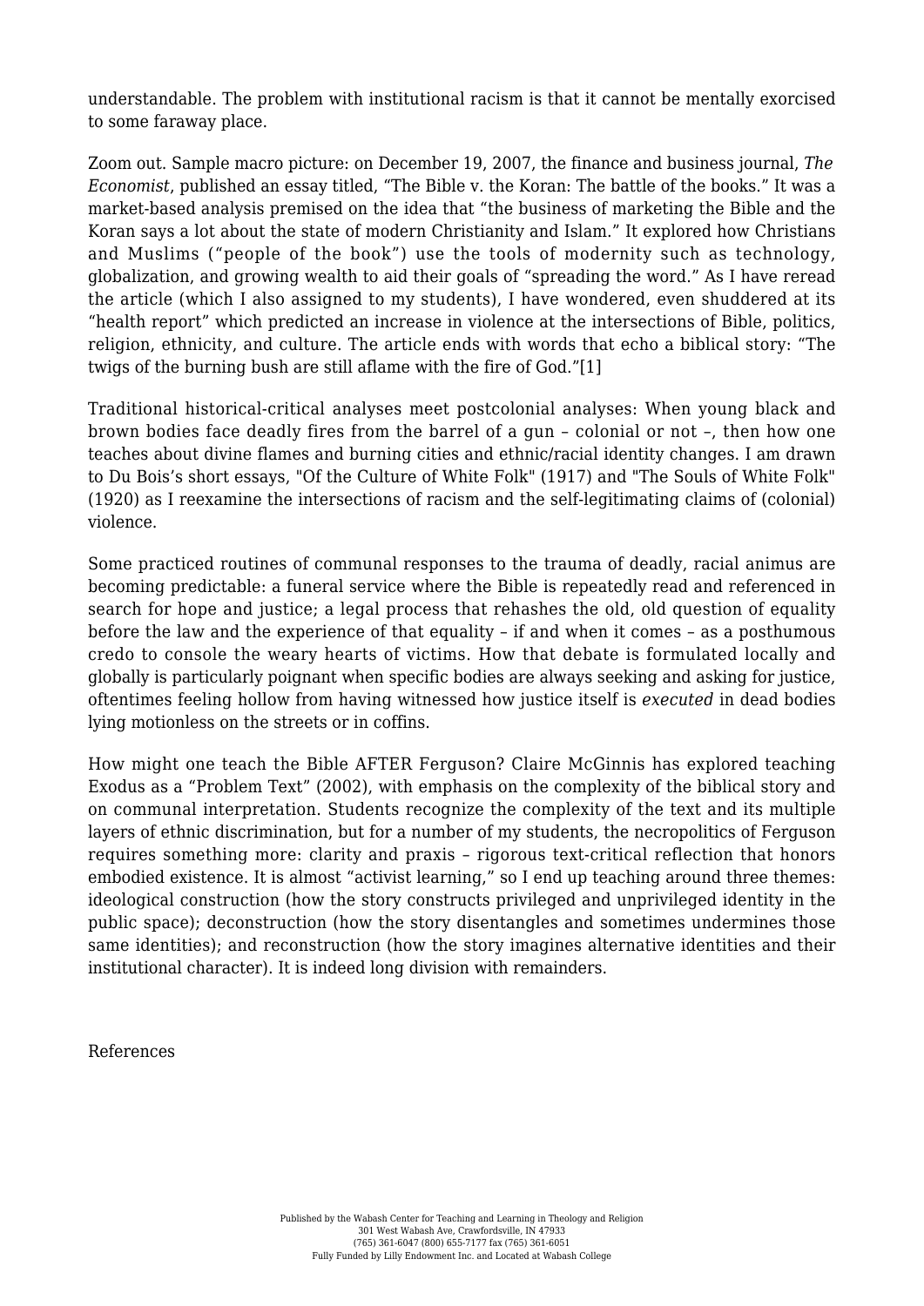understandable. The problem with institutional racism is that it cannot be mentally exorcised to some faraway place.

Zoom out. Sample macro picture: on December 19, 2007, the finance and business journal, *The Economist*, published an essay titled, "The Bible v. the Koran: The battle of the books." It was a market-based analysis premised on the idea that "the business of marketing the Bible and the Koran says a lot about the state of modern Christianity and Islam." It explored how Christians and Muslims ("people of the book") use the tools of modernity such as technology, globalization, and growing wealth to aid their goals of "spreading the word." As I have reread the article (which I also assigned to my students), I have wondered, even shuddered at its "health report" which predicted an increase in violence at the intersections of Bible, politics, religion, ethnicity, and culture. The article ends with words that echo a biblical story: "The twigs of the burning bush are still aflame with the fire of God."[1]

Traditional historical-critical analyses meet postcolonial analyses: When young black and brown bodies face deadly fires from the barrel of a gun – colonial or not –, then how one teaches about divine flames and burning cities and ethnic/racial identity changes. I am drawn to Du Bois's short essays, "Of the Culture of White Folk" (1917) and "The Souls of White Folk" (1920) as I reexamine the intersections of racism and the self-legitimating claims of (colonial) violence.

Some practiced routines of communal responses to the trauma of deadly, racial animus are becoming predictable: a funeral service where the Bible is repeatedly read and referenced in search for hope and justice; a legal process that rehashes the old, old question of equality before the law and the experience of that equality – if and when it comes – as a posthumous credo to console the weary hearts of victims. How that debate is formulated locally and globally is particularly poignant when specific bodies are always seeking and asking for justice, oftentimes feeling hollow from having witnessed how justice itself is *executed* in dead bodies lying motionless on the streets or in coffins.

How might one teach the Bible AFTER Ferguson? Claire McGinnis has explored teaching Exodus as a "Problem Text" (2002), with emphasis on the complexity of the biblical story and on communal interpretation. Students recognize the complexity of the text and its multiple layers of ethnic discrimination, but for a number of my students, the necropolitics of Ferguson requires something more: clarity and praxis – rigorous text-critical reflection that honors embodied existence. It is almost "activist learning," so I end up teaching around three themes: ideological construction (how the story constructs privileged and unprivileged identity in the public space); deconstruction (how the story disentangles and sometimes undermines those same identities); and reconstruction (how the story imagines alternative identities and their institutional character). It is indeed long division with remainders.

References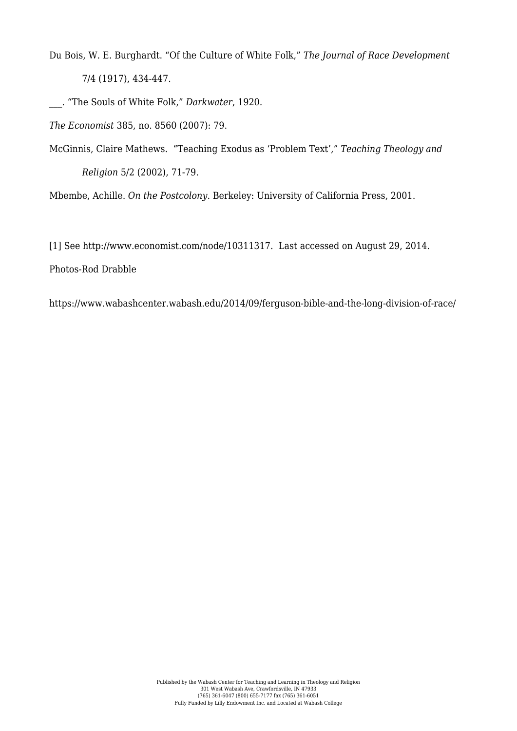Du Bois, W. E. Burghardt. “Of the Culture of White Folk,” *The Journal of Race Development* 7/4 (1917), 434-447.

___. “The Souls of White Folk,” *Darkwater*, 1920.

*The Economist* 385, no. 8560 (2007): 79.

McGinnis, Claire Mathews. “Teaching Exodus as ‘Problem Text’,” *Teaching Theology and Religion* 5/2 (2002), 71-79.

Mbembe, Achille. *On the Postcolony*. Berkeley: University of California Press, 2001.

---

[1] See http://www.economist.com/node/10311317. Last accessed on August 29, 2014.

Photos-Rod Drabble

https://www.wabashcenter.wabash.edu/2014/09/ferguson-bible-and-the-long-division-of-race/